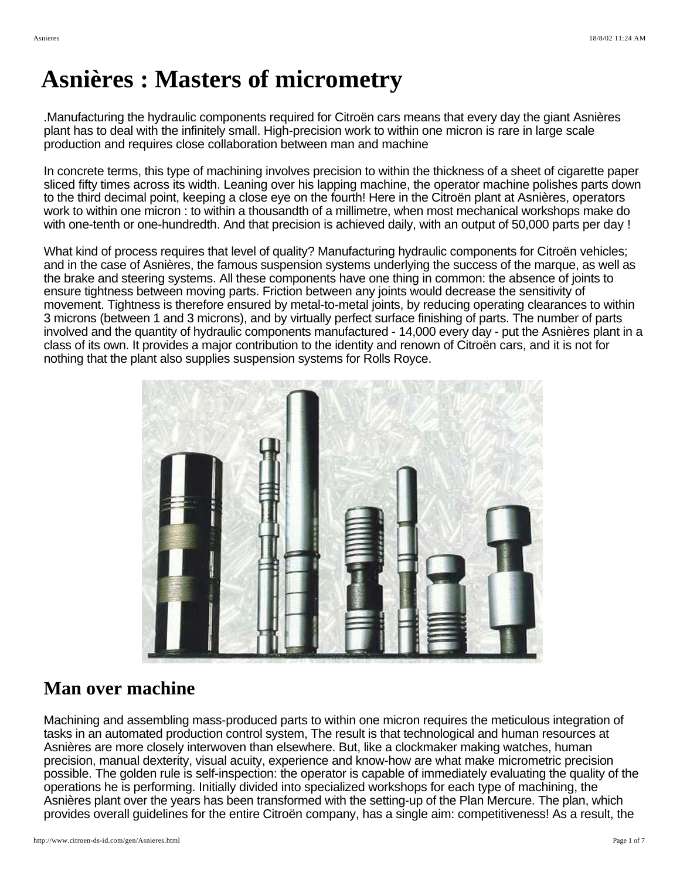# Asnières : Masters of micrometry

.Manufacturing the hydraulic components required for Citroën cars means that every day the giant Asnières plant has to deal with the infinitely small. High-precision work to within one micron is rare in large scale production and requires close collaboration between man and machine

In concrete terms, this type of machining involves precision to within the thickness of a sheet of cigarette paper sliced fifty times across its width. Leaning over his lapping machine, the operator machine polishes parts down to the third decimal point, keeping a close eye on the fourth! Here in the Citroën plant at Asnières, operators work to within one micron : to within a thousandth of a millimetre, when most mechanical workshops make do with one-tenth or one-hundredth. And that precision is achieved daily, with an output of 50,000 parts per day !

What kind of process requires that level of quality? Manufacturing hydraulic components for Citroën vehicles; and in the case of Asnières, the famous suspension systems underlying the success of the marque, as well as the brake and steering systems. All these components have one thing in common: the absence of joints to ensure tightness between moving parts. Friction between any joints would decrease the sensitivity of movement. Tightness is therefore ensured by metal-to-metal joints, by reducing operating clearances to within 3 microns (between 1 and 3 microns), and by virtually perfect surface finishing of parts. The number of parts involved and the quantity of hydraulic components manufactured - 14,000 every day - put the Asnières plant in a class of its own. It provides a major contribution to the identity and renown of Citroën cars, and it is not for nothing that the plant also supplies suspension systems for Rolls Royce.

## Man over machine

Machining and assembling mass-produced parts to within one micron requires the meticulous integration of tasks in an automated production control system, The result is that technological and human resources at Asnières are more closely interwoven than elsewhere. But, like a clockmaker making watches, human precision, manual dexterity, visual acuity, experience and know-how are what make micrometric precision possible. The golden rule is self-inspection: the operator is capable of immediately evaluating the quality of the operations he is performing. Initially divided into specialized workshops for each type of machining, the Asnières plant over the years has been transformed with the setting-up of the Plan Mercure. The plan, which provides overall guidelines for the entire Citroën company, has a single aim: competitiveness! As a result, the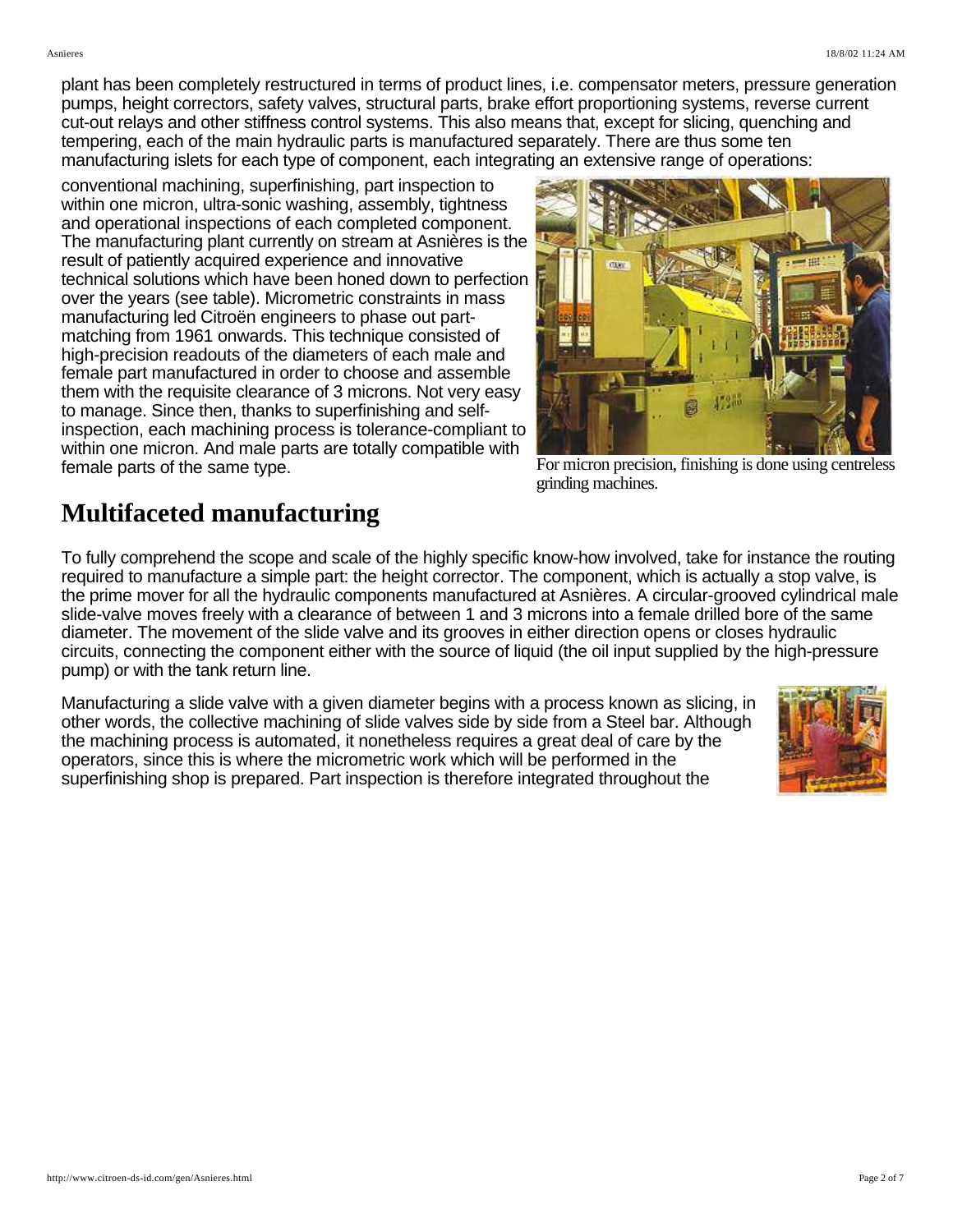plant has been completely restructured in terms of product lines, i.e. compensator meters, pressure generation pumps, height correctors, safety valves, structural parts, brake effort proportioning systems, reverse current cut-out relays and other stiffness control systems. This also means that, except for slicing, quenching and tempering, each of the main hydraulic parts is manufactured separately. There are thus some ten manufacturing islets for each type of component, each integrating an extensive range of operations: conventional machining, superfinishing, part inspection to within one micron, ultra-sonic washing, assembly, tightness and operational inspections of each completed component. The manufacturing plant currently on stream at Asnières is the result of patiently acquired experience and innovative technical solutions which have been honed down to perfection over the years (see table). Micrometric constraints in mass manufacturing led Citroën engineers to phase out part-matching from 1961 onwards. This technique consisted of high-precision readouts of the diameters of each male and female part manufactured in order to choose and assemble them with the requisite clearance of 3 microns. Not very easy to manage. Since then, thanks to superfinishing and self-inspection, each machining process is tolerance-compliant to within one micron. And male parts are totally compatible with female parts of the same type.

For micron precision, finishing is done using centreless grinding machines.

## Multifaceted manufacturing

To fully comprehend the scope and scale of the highly specific know-how involved, take for instance the routing required to manufacture a simple part: the height corrector. The component, which is actually a stop valve, is the prime mover for all the hydraulic components manufactured at Asnières. A circular-grooved cylindrical male slide-valve moves freely with a clearance of between 1 and 3 microns into a female drilled bore of the same diameter. The movement of the slide valve and its grooves in either direction opens or closes hydraulic circuits, connecting the component either with the source of liquid (the oil input supplied by the high-pressure pump) or with the tank return line.

Manufacturing a slide valve with a given diameter begins with a process known as slicing, in other words, the collective machining of slide valves side by side from a Steel bar. Although the machining process is automated, it nonetheless requires a great deal of care by the operators, since this is where the micrometric work which will be performed in the superfinishing shop is prepared. Part inspection is therefore integrated throughout the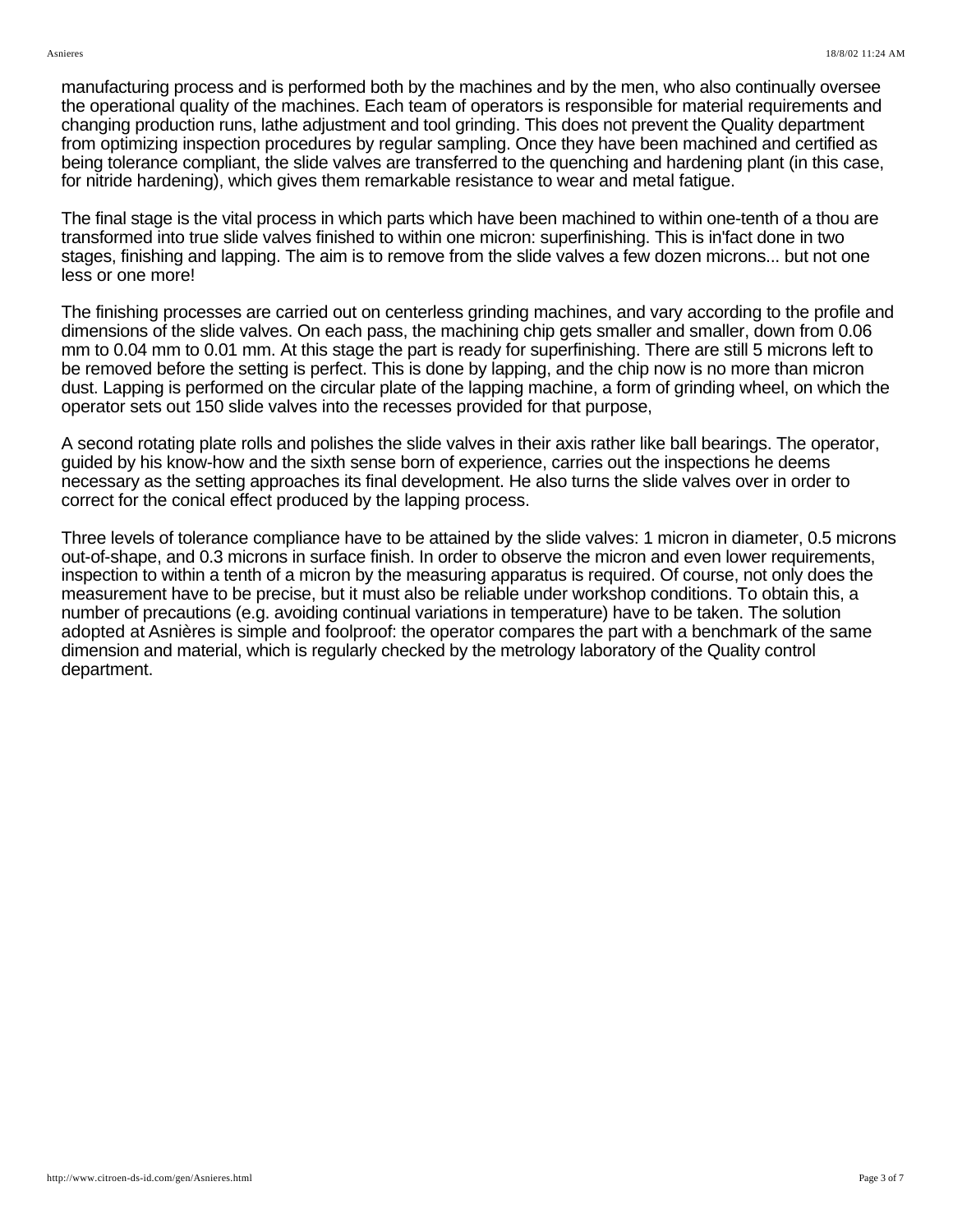manufacturing process and is performed both by the machines and by the men, who also continually oversee the operational quality of the machines. Each team of operators is responsible for material requirements and changing production runs, lathe adjustment and tool grinding. This does not prevent the Quality department from optimizing inspection procedures by regular sampling. Once they have been machined and certified as being tolerance compliant, the slide valves are transferred to the quenching and hardening plant (in this case, for nitride hardening), which gives them remarkable resistance to wear and metal fatigue.

The final stage is the vital process in which parts which have been machined to within one-tenth of a thou are transformed into true slide valves finished to within one micron: superfinishing. This is in'fact done in two stages, finishing and lapping. The aim is to remove from the slide valves a few dozen microns... but not one less or one more!

The finishing processes are carried out on centerless grinding machines, and vary according to the profile and dimensions of the slide valves. On each pass, the machining chip gets smaller and smaller, down from 0.06 mm to 0.04 mm to 0.01 mm. At this stage the part is ready for superfinishing. There are still 5 microns left to be removed before the setting is perfect. This is done by lapping, and the chip now is no more than micron dust. Lapping is performed on the circular plate of the lapping machine, a form of grinding wheel, on which the operator sets out 150 slide valves into the recesses provided for that purpose,

A second rotating plate rolls and polishes the slide valves in their axis rather like ball bearings. The operator, guided by his know-how and the sixth sense born of experience, carries out the inspections he deems necessary as the setting approaches its final development. He also turns the slide valves over in order to correct for the conical effect produced by the lapping process.

Three levels of tolerance compliance have to be attained by the slide valves: 1 micron in diameter, 0.5 microns out-of-shape, and 0.3 microns in surface finish. In order to observe the micron and even lower requirements, inspection to within a tenth of a micron by the measuring apparatus is required. Of course, not only does the measurement have to be precise, but it must also be reliable under workshop conditions. To obtain this, a number of precautions (e.g. avoiding continual variations in temperature) have to be taken. The solution adopted at Asnières is simple and foolproof: the operator compares the part with a benchmark of the same dimension and material, which is regularly checked by the metrology laboratory of the Quality control department.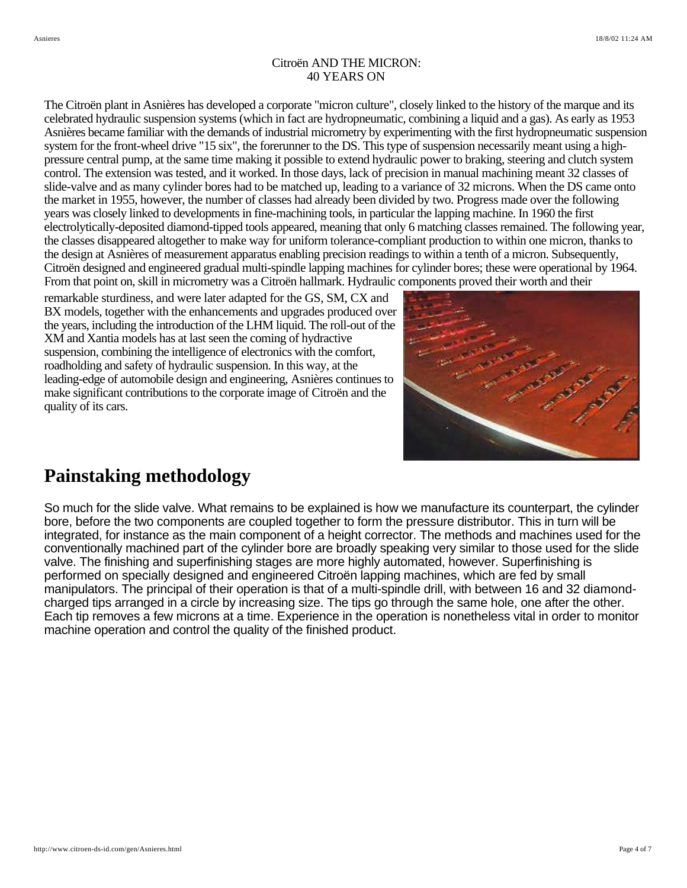Citroën AND THE MICRON:
40 YEARS ON

The Citroën plant in Asnières has developed a corporate "micron culture", closely linked to the history of the marque and its celebrated hydraulic suspension systems (which in fact are hydropneumatic, combining a liquid and a gas). As early as 1953 Asnières became familiar with the demands of industrial micrometry by experimenting with the first hydropneumatic suspension system for the front-wheel drive "15 six", the forerunner to the DS. This type of suspension necessarily meant using a high-pressure central pump, at the same time making it possible to extend hydraulic power to braking, steering and clutch system control. The extension was tested, and it worked. In those days, lack of precision in manual machining meant 32 classes of slide-valve and as many cylinder bores had to be matched up, leading to a variance of 32 microns. When the DS came onto the market in 1955, however, the number of classes had already been divided by two. Progress made over the following years was closely linked to developments in fine-machining tools, in particular the lapping machine. In 1960 the first electrolytically-deposited diamond-tipped tools appeared, meaning that only 6 matching classes remained. The following year, the classes disappeared altogether to make way for uniform tolerance-compliant production to within one micron, thanks to the design at Asnières of measurement apparatus enabling precision readings to within a tenth of a micron. Subsequently, Citroën designed and engineered gradual multi-spindle lapping machines for cylinder bores; these were operational by 1964. From that point on, skill in micrometry was a Citroën hallmark. Hydraulic components proved their worth and their remarkable sturdiness, and were later adapted for the GS, SM, CX and BX models, together with the enhancements and upgrades produced over the years, including the introduction of the LHM liquid. The roll-out of the XM and Xantia models has at last seen the coming of hydractive suspension, combining the intelligence of electronics with the comfort, roadholding and safety of hydraulic suspension. In this way, at the leading-edge of automobile design and engineering, Asnières continues to make significant contributions to the corporate image of Citroën and the quality of its cars.

# Painstaking methodology

So much for the slide valve. What remains to be explained is how we manufacture its counterpart, the cylinder bore, before the two components are coupled together to form the pressure distributor. This in turn will be integrated, for instance as the main component of a height corrector. The methods and machines used for the conventionally machined part of the cylinder bore are broadly speaking very similar to those used for the slide valve. The finishing and superfinishing stages are more highly automated, however. Superfinishing is performed on specially designed and engineered Citroën lapping machines, which are fed by small manipulators. The principal of their operation is that of a multi-spindle drill, with between 16 and 32 diamond-charged tips arranged in a circle by increasing size. The tips go through the same hole, one after the other. Each tip removes a few microns at a time. Experience in the operation is nonetheless vital in order to monitor machine operation and control the quality of the finished product.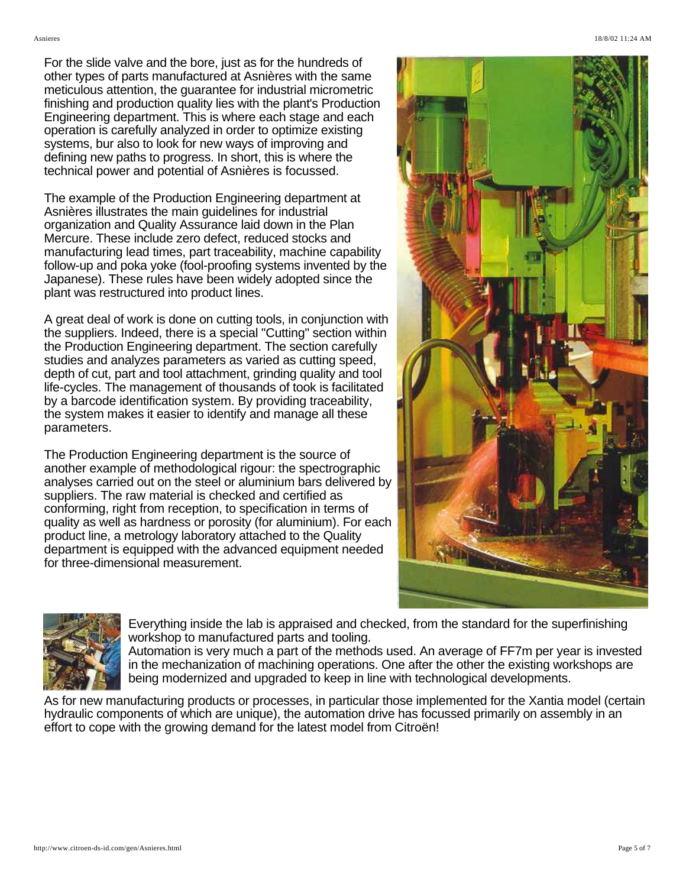For the slide valve and the bore, just as for the hundreds of other types of parts manufactured at Asnières with the same meticulous attention, the guarantee for industrial micrometric finishing and production quality lies with the plant's Production Engineering department. This is where each stage and each operation is carefully analyzed in order to optimize existing systems, bur also to look for new ways of improving and defining new paths to progress. In short, this is where the technical power and potential of Asnières is focussed.

The example of the Production Engineering department at Asnières illustrates the main guidelines for industrial organization and Quality Assurance laid down in the Plan Mercure. These include zero defect, reduced stocks and manufacturing lead times, part traceability, machine capability follow-up and poka yoke (fool-proofing systems invented by the Japanese). These rules have been widely adopted since the plant was restructured into product lines.

A great deal of work is done on cutting tools, in conjunction with the suppliers. Indeed, there is a special "Cutting" section within the Production Engineering department. The section carefully studies and analyzes parameters as varied as cutting speed, depth of cut, part and tool attachment, grinding quality and tool life-cycles. The management of thousands of took is facilitated by a barcode identification system. By providing traceability, the system makes it easier to identify and manage all these parameters.

The Production Engineering department is the source of another example of methodological rigour: the spectrographic analyses carried out on the steel or aluminium bars delivered by suppliers. The raw material is checked and certified as conforming, right from reception, to specification in terms of quality as well as hardness or porosity (for aluminium). For each product line, a metrology laboratory attached to the Quality department is equipped with the advanced equipment needed for three-dimensional measurement.

Everything inside the lab is appraised and checked, from the standard for the superfinishing workshop to manufactured parts and tooling.
Automation is very much a part of the methods used. An average of FF7m per year is invested in the mechanization of machining operations. One after the other the existing workshops are being modernized and upgraded to keep in line with technological developments.

As for new manufacturing products or processes, in particular those implemented for the Xantia model (certain hydraulic components of which are unique), the automation drive has focussed primarily on assembly in an effort to cope with the growing demand for the latest model from Citroën!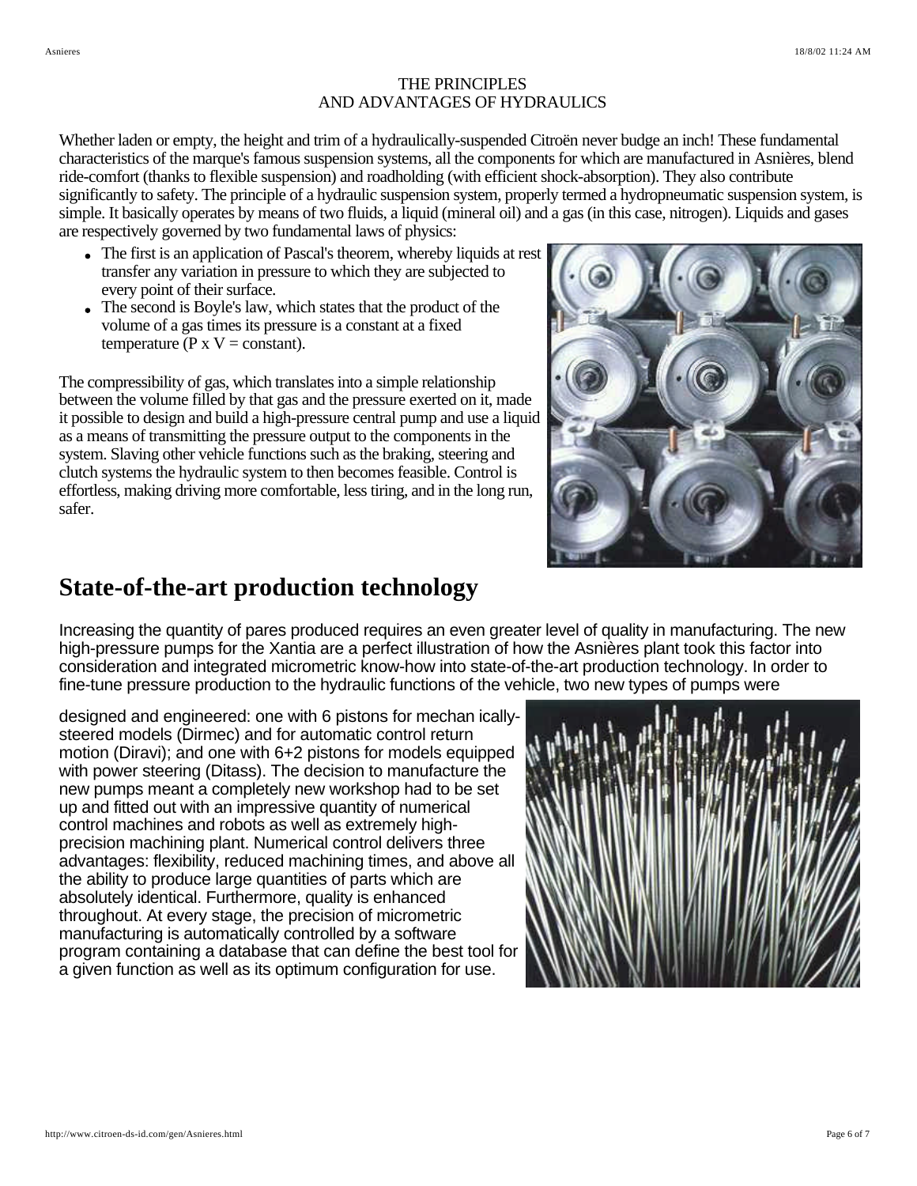THE PRINCIPLES
AND ADVANTAGES OF HYDRAULICS

Whether laden or empty, the height and trim of a hydraulically-suspended Citroën never budge an inch! These fundamental characteristics of the marque's famous suspension systems, all the components for which are manufactured in Asnières, blend ride-comfort (thanks to flexible suspension) and roadholding (with efficient shock-absorption). They also contribute significantly to safety. The principle of a hydraulic suspension system, properly termed a hydropneumatic suspension system, is simple. It basically operates by means of two fluids, a liquid (mineral oil) and a gas (in this case, nitrogen). Liquids and gases are respectively governed by two fundamental laws of physics:

- The first is an application of Pascal's theorem, whereby liquids at rest transfer any variation in pressure to which they are subjected to every point of their surface.
- The second is Boyle's law, which states that the product of the volume of a gas times its pressure is a constant at a fixed temperature ($P \times V = \text{constant}$).

The compressibility of gas, which translates into a simple relationship between the volume filled by that gas and the pressure exerted on it, made it possible to design and build a high-pressure central pump and use a liquid as a means of transmitting the pressure output to the components in the system. Slaving other vehicle functions such as the braking, steering and clutch systems the hydraulic system to then becomes feasible. Control is effortless, making driving more comfortable, less tiring, and in the long run, safer.

# State-of-the-art production technology

Increasing the quantity of pares produced requires an even greater level of quality in manufacturing. The new high-pressure pumps for the Xantia are a perfect illustration of how the Asnières plant took this factor into consideration and integrated micrometric know-how into state-of-the-art production technology. In order to fine-tune pressure production to the hydraulic functions of the vehicle, two new types of pumps were designed and engineered: one with 6 pistons for mechan ically-steered models (Dirmec) and for automatic control return motion (Diravi); and one with 6+2 pistons for models equipped with power steering (Ditass). The decision to manufacture the new pumps meant a completely new workshop had to be set up and fitted out with an impressive quantity of numerical control machines and robots as well as extremely high-precision machining plant. Numerical control delivers three advantages: flexibility, reduced machining times, and above all the ability to produce large quantities of parts which are absolutely identical. Furthermore, quality is enhanced throughout. At every stage, the precision of micrometric manufacturing is automatically controlled by a software program containing a database that can define the best tool for a given function as well as its optimum configuration for use.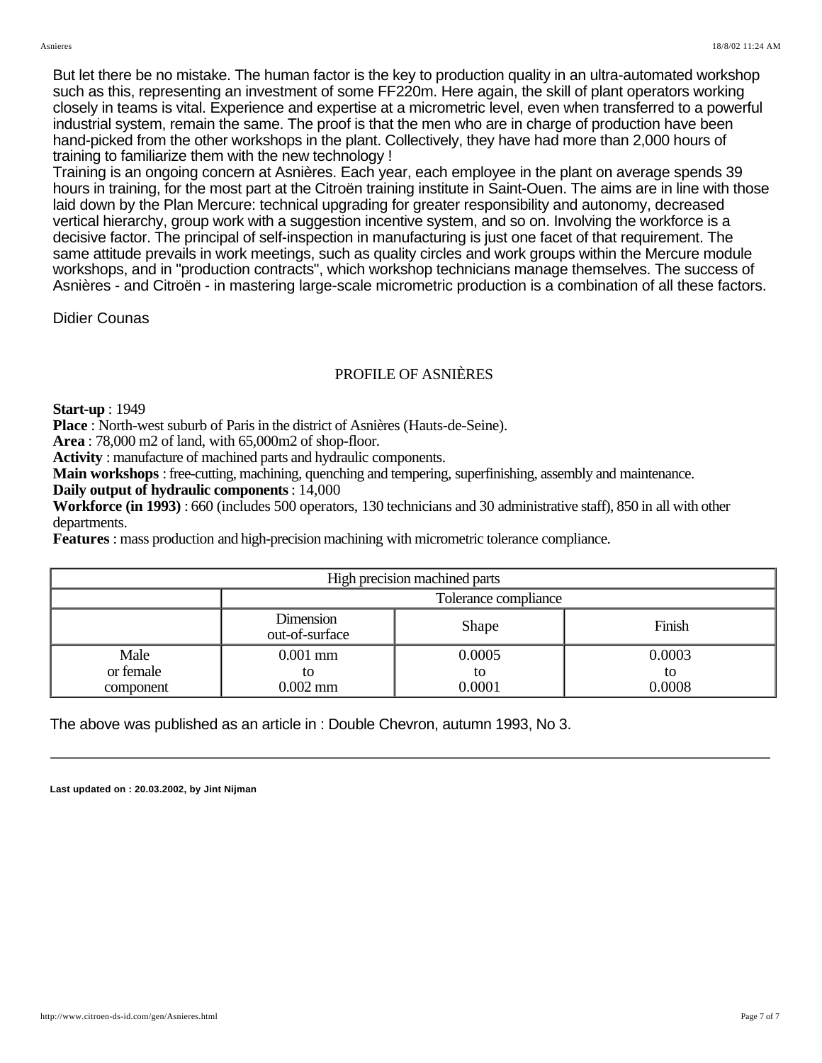But let there be no mistake. The human factor is the key to production quality in an ultra-automated workshop such as this, representing an investment of some FF220m. Here again, the skill of plant operators working closely in teams is vital. Experience and expertise at a micrometric level, even when transferred to a powerful industrial system, remain the same. The proof is that the men who are in charge of production have been hand-picked from the other workshops in the plant. Collectively, they have had more than 2,000 hours of training to familiarize them with the new technology !
Training is an ongoing concern at Asnières. Each year, each employee in the plant on average spends 39 hours in training, for the most part at the Citroën training institute in Saint-Ouen. The aims are in line with those laid down by the Plan Mercure: technical upgrading for greater responsibility and autonomy, decreased vertical hierarchy, group work with a suggestion incentive system, and so on. Involving the workforce is a decisive factor. The principal of self-inspection in manufacturing is just one facet of that requirement. The same attitude prevails in work meetings, such as quality circles and work groups within the Mercure module workshops, and in "production contracts", which workshop technicians manage themselves. The success of Asnières - and Citroën - in mastering large-scale micrometric production is a combination of all these factors.

Didier Counas

## PROFILE OF ASNIÈRES

**Start-up** : 1949
**Place** : North-west suburb of Paris in the district of Asnières (Hauts-de-Seine).
**Area** : 78,000 m2 of land, with 65,000m2 of shop-floor.
**Activity** : manufacture of machined parts and hydraulic components.
**Main workshops** : free-cutting, machining, quenching and tempering, superfinishing, assembly and maintenance.
**Daily output of hydraulic components** : 14,000
**Workforce (in 1993)** : 660 (includes 500 operators, 130 technicians and 30 administrative staff), 850 in all with other departments.
**Features** : mass production and high-precision machining with micrometric tolerance compliance.

| High precision machined parts | | | |
|---|---|---|---|
| | Tolerance compliance | | |
| | Dimension out-of-surface | Shape | Finish |
| Male or female component | 0.001 mm to 0.002 mm | 0.0005 to 0.0001 | 0.0003 to 0.0008 |

The above was published as an article in : Double Chevron, autumn 1993, No 3.

---

**Last updated on : 20.03.2002, by Jint Nijman**